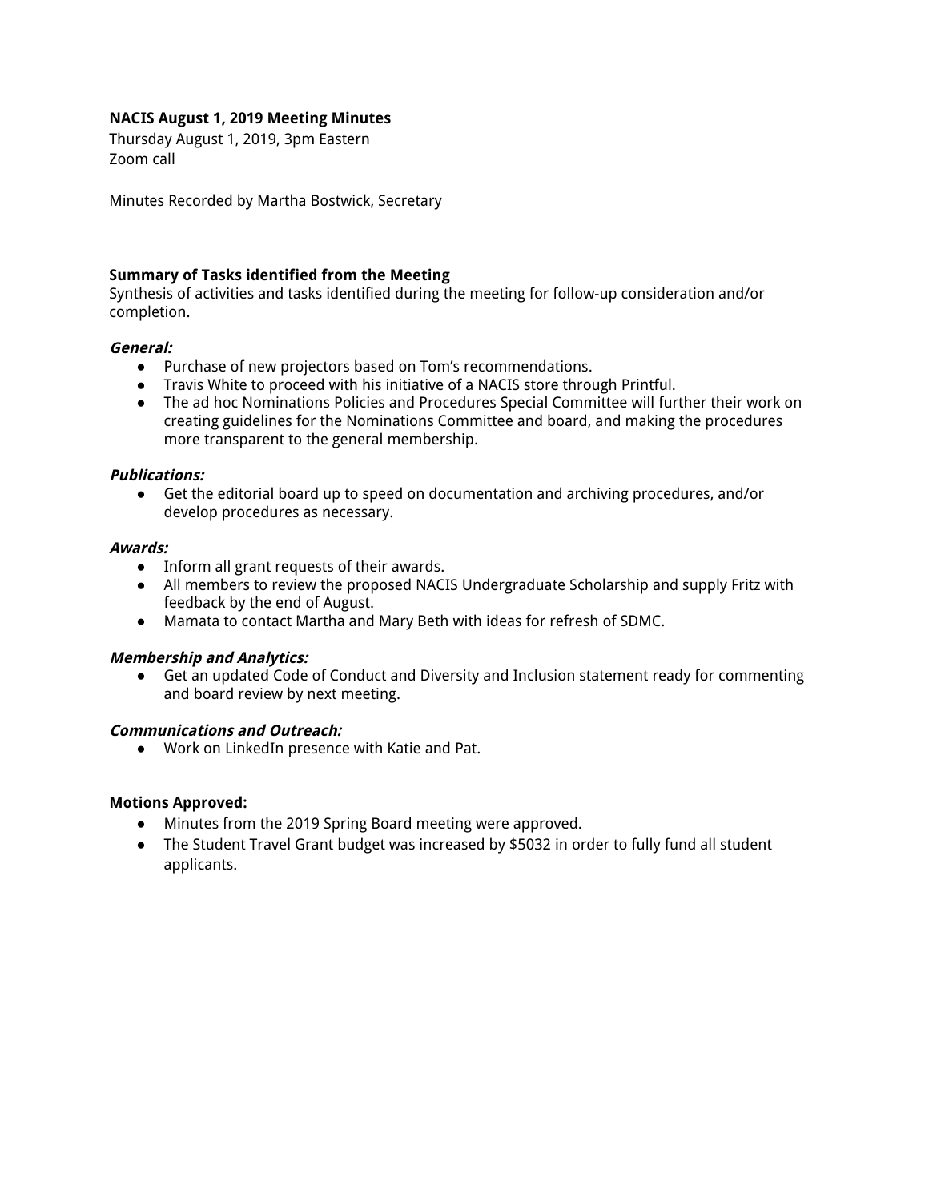**NACIS August 1, 2019 Meeting Minutes**
Thursday August 1, 2019, 3pm Eastern
Zoom call

Minutes Recorded by Martha Bostwick, Secretary

**Summary of Tasks identified from the Meeting**
Synthesis of activities and tasks identified during the meeting for follow-up consideration and/or completion.

***General:***

- Purchase of new projectors based on Tom's recommendations.
- Travis White to proceed with his initiative of a NACIS store through Printful.
- The ad hoc Nominations Policies and Procedures Special Committee will further their work on creating guidelines for the Nominations Committee and board, and making the procedures more transparent to the general membership.

***Publications:***

- Get the editorial board up to speed on documentation and archiving procedures, and/or develop procedures as necessary.

***Awards:***

- Inform all grant requests of their awards.
- All members to review the proposed NACIS Undergraduate Scholarship and supply Fritz with feedback by the end of August.
- Mamata to contact Martha and Mary Beth with ideas for refresh of SDMC.

***Membership and Analytics:***

- Get an updated Code of Conduct and Diversity and Inclusion statement ready for commenting and board review by next meeting.

***Communications and Outreach:***

- Work on LinkedIn presence with Katie and Pat.

**Motions Approved:**

- Minutes from the 2019 Spring Board meeting were approved.
- The Student Travel Grant budget was increased by $5032 in order to fully fund all student applicants.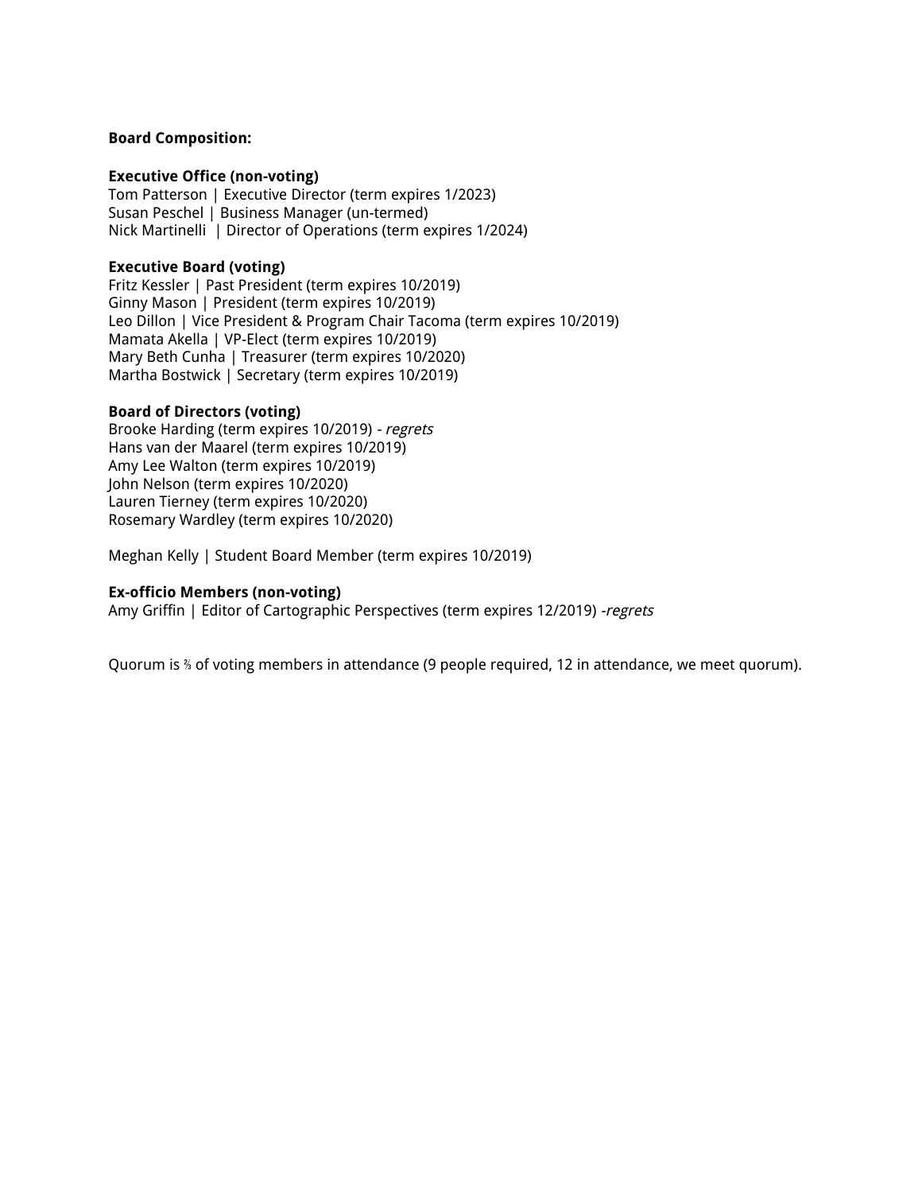**Board Composition:**

**Executive Office (non-voting)**
Tom Patterson | Executive Director (term expires 1/2023)
Susan Peschel | Business Manager (un-termed)
Nick Martinelli | Director of Operations (term expires 1/2024)

**Executive Board (voting)**
Fritz Kessler | Past President (term expires 10/2019)
Ginny Mason | President (term expires 10/2019)
Leo Dillon | Vice President & Program Chair Tacoma (term expires 10/2019)
Mamata Akella | VP-Elect (term expires 10/2019)
Mary Beth Cunha | Treasurer (term expires 10/2020)
Martha Bostwick | Secretary (term expires 10/2019)

**Board of Directors (voting)**
Brooke Harding (term expires 10/2019) - *regrets*
Hans van der Maarel (term expires 10/2019)
Amy Lee Walton (term expires 10/2019)
John Nelson (term expires 10/2020)
Lauren Tierney (term expires 10/2020)
Rosemary Wardley (term expires 10/2020)

Meghan Kelly | Student Board Member (term expires 10/2019)

**Ex-officio Members (non-voting)**
Amy Griffin | Editor of Cartographic Perspectives (term expires 12/2019) -*regrets*

Quorum is ⅔ of voting members in attendance (9 people required, 12 in attendance, we meet quorum).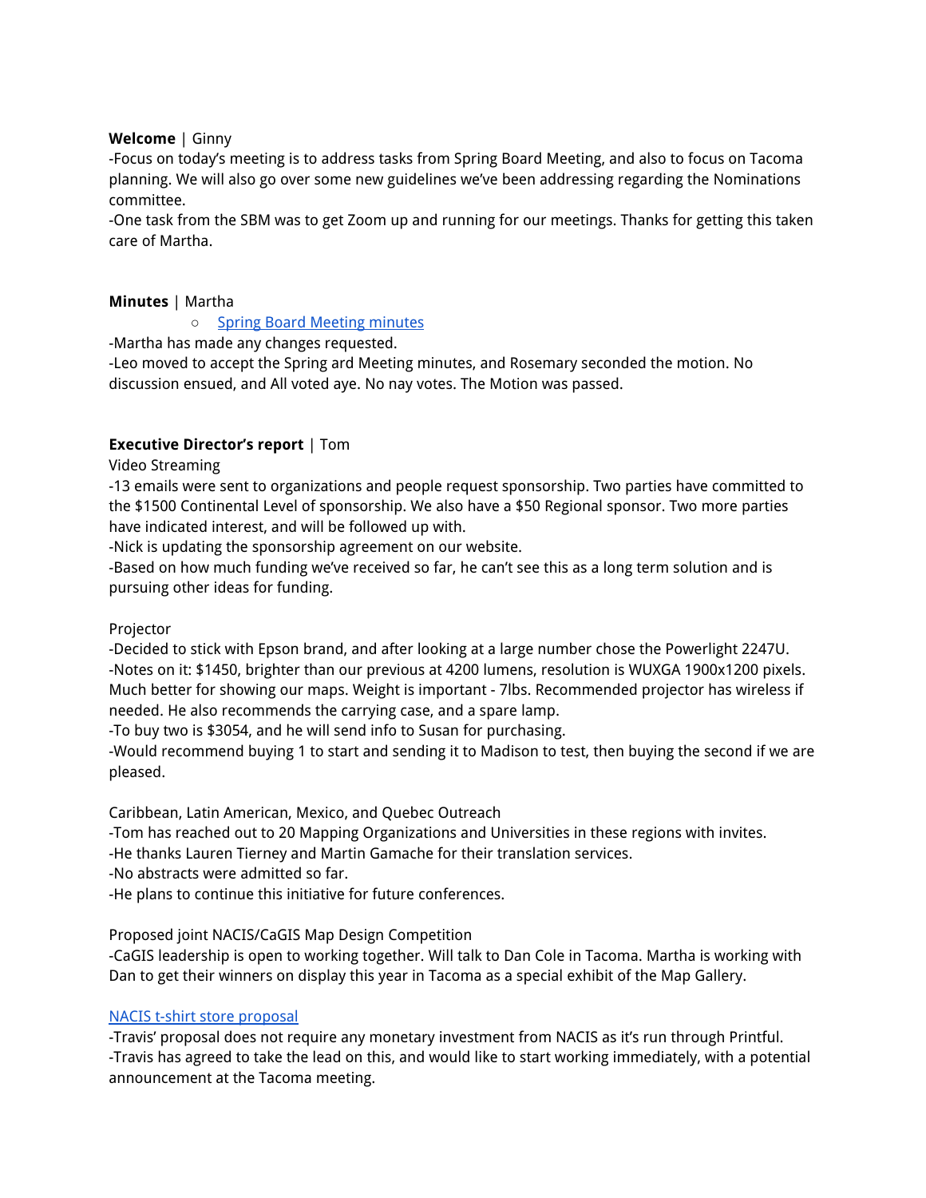**Welcome** | Ginny

-Focus on today's meeting is to address tasks from Spring Board Meeting, and also to focus on Tacoma planning. We will also go over some new guidelines we've been addressing regarding the Nominations committee.

-One task from the SBM was to get Zoom up and running for our meetings. Thanks for getting this taken care of Martha.

**Minutes** | Martha

- Spring Board Meeting minutes

-Martha has made any changes requested.

-Leo moved to accept the Spring ard Meeting minutes, and Rosemary seconded the motion. No discussion ensued, and All voted aye. No nay votes. The Motion was passed.

**Executive Director's report** | Tom

Video Streaming

-13 emails were sent to organizations and people request sponsorship. Two parties have committed to the $1500 Continental Level of sponsorship. We also have a $50 Regional sponsor. Two more parties have indicated interest, and will be followed up with.

-Nick is updating the sponsorship agreement on our website.

-Based on how much funding we've received so far, he can't see this as a long term solution and is pursuing other ideas for funding.

Projector

-Decided to stick with Epson brand, and after looking at a large number chose the Powerlight 2247U.

-Notes on it: $1450, brighter than our previous at 4200 lumens, resolution is WUXGA 1900x1200 pixels. Much better for showing our maps. Weight is important - 7lbs. Recommended projector has wireless if needed. He also recommends the carrying case, and a spare lamp.

-To buy two is $3054, and he will send info to Susan for purchasing.

-Would recommend buying 1 to start and sending it to Madison to test, then buying the second if we are pleased.

Caribbean, Latin American, Mexico, and Quebec Outreach

-Tom has reached out to 20 Mapping Organizations and Universities in these regions with invites.

-He thanks Lauren Tierney and Martin Gamache for their translation services.

-No abstracts were admitted so far.

-He plans to continue this initiative for future conferences.

Proposed joint NACIS/CaGIS Map Design Competition

-CaGIS leadership is open to working together. Will talk to Dan Cole in Tacoma. Martha is working with Dan to get their winners on display this year in Tacoma as a special exhibit of the Map Gallery.

NACIS t-shirt store proposal

-Travis' proposal does not require any monetary investment from NACIS as it's run through Printful.

-Travis has agreed to take the lead on this, and would like to start working immediately, with a potential announcement at the Tacoma meeting.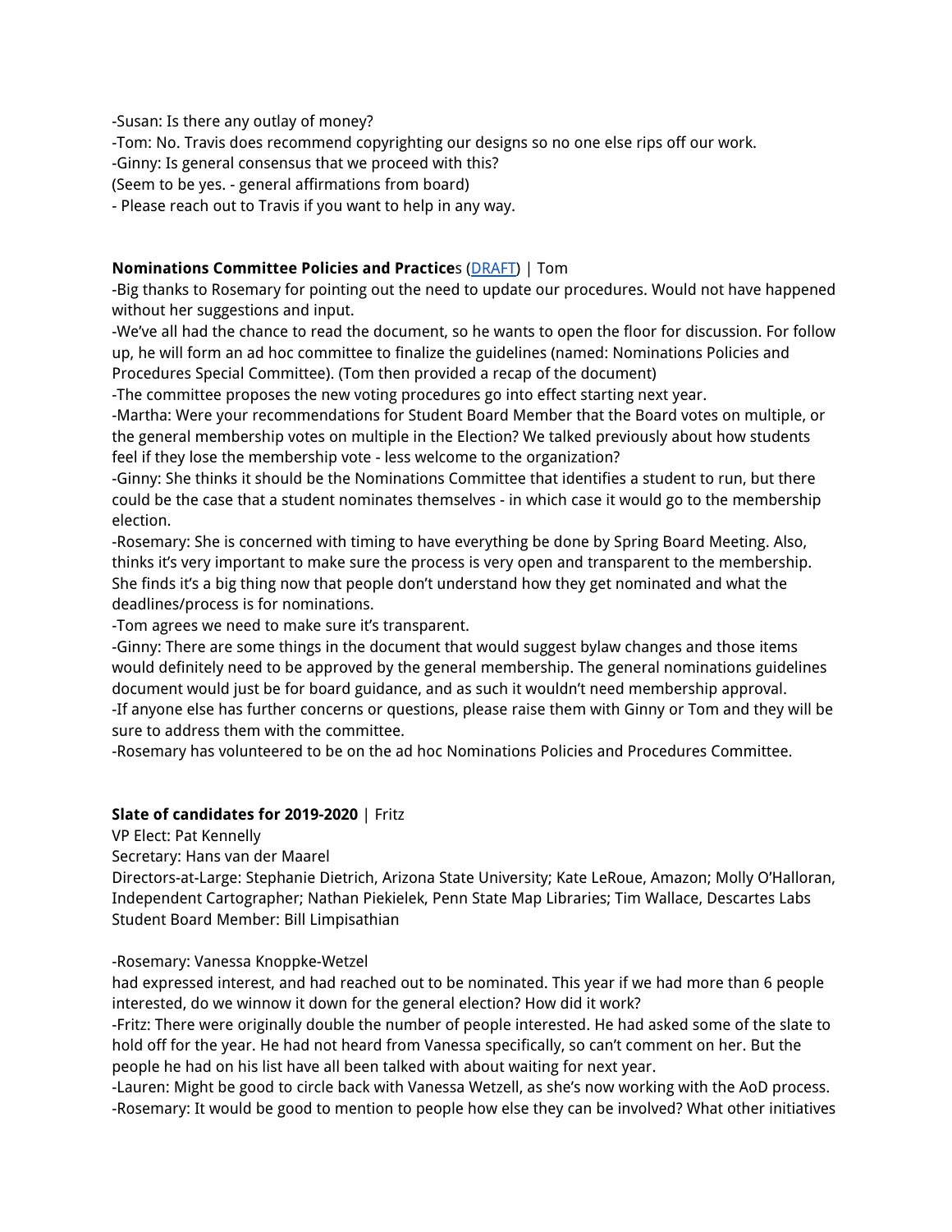-Susan: Is there any outlay of money?
-Tom: No. Travis does recommend copyrighting our designs so no one else rips off our work.
-Ginny: Is general consensus that we proceed with this?
(Seem to be yes. - general affirmations from board)
- Please reach out to Travis if you want to help in any way.

**Nominations Committee Policies and Practices** (DRAFT) | Tom
-Big thanks to Rosemary for pointing out the need to update our procedures. Would not have happened without her suggestions and input.
-We've all had the chance to read the document, so he wants to open the floor for discussion. For follow up, he will form an ad hoc committee to finalize the guidelines (named: Nominations Policies and Procedures Special Committee). (Tom then provided a recap of the document)
-The committee proposes the new voting procedures go into effect starting next year.
-Martha: Were your recommendations for Student Board Member that the Board votes on multiple, or the general membership votes on multiple in the Election? We talked previously about how students feel if they lose the membership vote - less welcome to the organization?
-Ginny: She thinks it should be the Nominations Committee that identifies a student to run, but there could be the case that a student nominates themselves - in which case it would go to the membership election.
-Rosemary: She is concerned with timing to have everything be done by Spring Board Meeting. Also, thinks it's very important to make sure the process is very open and transparent to the membership. She finds it's a big thing now that people don't understand how they get nominated and what the deadlines/process is for nominations.
-Tom agrees we need to make sure it's transparent.
-Ginny: There are some things in the document that would suggest bylaw changes and those items would definitely need to be approved by the general membership. The general nominations guidelines document would just be for board guidance, and as such it wouldn't need membership approval.
-If anyone else has further concerns or questions, please raise them with Ginny or Tom and they will be sure to address them with the committee.
-Rosemary has volunteered to be on the ad hoc Nominations Policies and Procedures Committee.

**Slate of candidates for 2019-2020** | Fritz
VP Elect: Pat Kennelly
Secretary: Hans van der Maarel
Directors-at-Large: Stephanie Dietrich, Arizona State University; Kate LeRoue, Amazon; Molly O'Halloran, Independent Cartographer; Nathan Piekielek, Penn State Map Libraries; Tim Wallace, Descartes Labs
Student Board Member: Bill Limpisathian

-Rosemary: Vanessa Knoppke-Wetzel
had expressed interest, and had reached out to be nominated. This year if we had more than 6 people interested, do we winnow it down for the general election? How did it work?
-Fritz: There were originally double the number of people interested. He had asked some of the slate to hold off for the year. He had not heard from Vanessa specifically, so can't comment on her. But the people he had on his list have all been talked with about waiting for next year.
-Lauren: Might be good to circle back with Vanessa Wetzell, as she's now working with the AoD process.
-Rosemary: It would be good to mention to people how else they can be involved? What other initiatives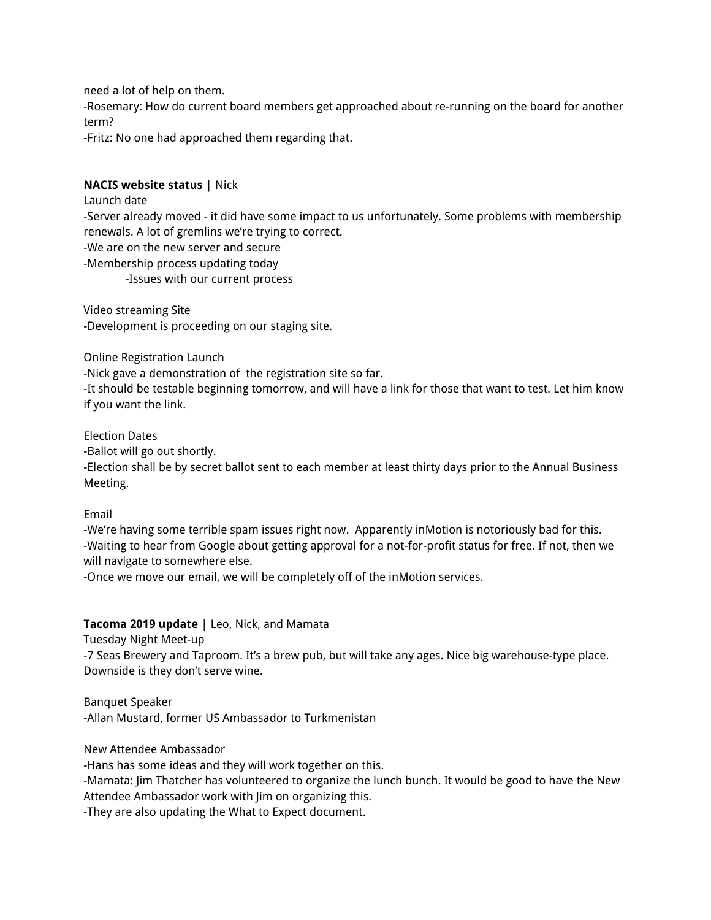need a lot of help on them.
-Rosemary: How do current board members get approached about re-running on the board for another term?
-Fritz: No one had approached them regarding that.

**NACIS website status** | Nick
Launch date
-Server already moved - it did have some impact to us unfortunately. Some problems with membership renewals. A lot of gremlins we're trying to correct.
-We are on the new server and secure
-Membership process updating today
    -Issues with our current process

Video streaming Site
-Development is proceeding on our staging site.

Online Registration Launch
-Nick gave a demonstration of  the registration site so far.
-It should be testable beginning tomorrow, and will have a link for those that want to test. Let him know if you want the link.

Election Dates
-Ballot will go out shortly.
-Election shall be by secret ballot sent to each member at least thirty days prior to the Annual Business Meeting.

Email
-We're having some terrible spam issues right now.  Apparently inMotion is notoriously bad for this.
-Waiting to hear from Google about getting approval for a not-for-profit status for free. If not, then we will navigate to somewhere else.
-Once we move our email, we will be completely off of the inMotion services.

**Tacoma 2019 update** | Leo, Nick, and Mamata
Tuesday Night Meet-up
-7 Seas Brewery and Taproom. It's a brew pub, but will take any ages. Nice big warehouse-type place. Downside is they don't serve wine.

Banquet Speaker
-Allan Mustard, former US Ambassador to Turkmenistan

New Attendee Ambassador
-Hans has some ideas and they will work together on this.
-Mamata: Jim Thatcher has volunteered to organize the lunch bunch. It would be good to have the New Attendee Ambassador work with Jim on organizing this.
-They are also updating the What to Expect document.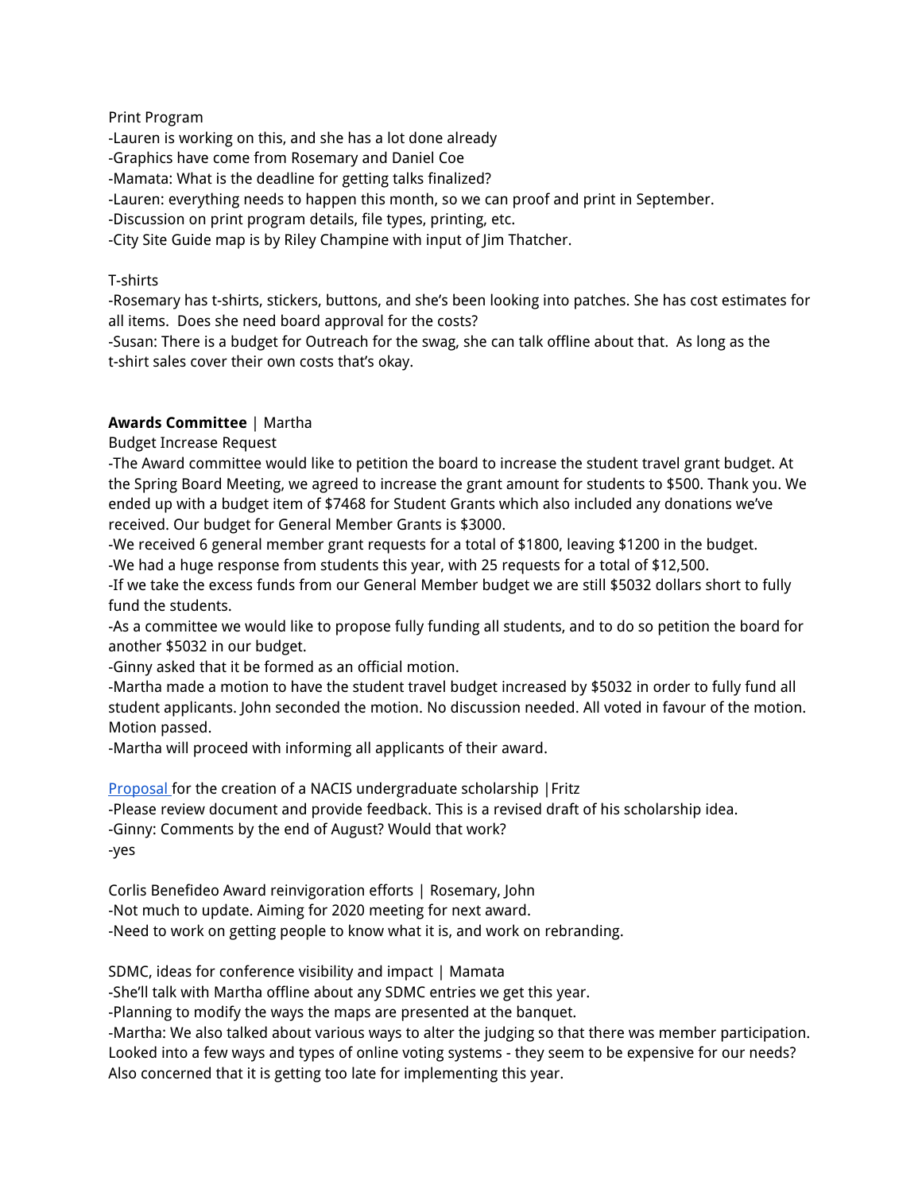Print Program

-Lauren is working on this, and she has a lot done already

-Graphics have come from Rosemary and Daniel Coe

-Mamata: What is the deadline for getting talks finalized?

-Lauren: everything needs to happen this month, so we can proof and print in September.

-Discussion on print program details, file types, printing, etc.

-City Site Guide map is by Riley Champine with input of Jim Thatcher.

T-shirts

-Rosemary has t-shirts, stickers, buttons, and she's been looking into patches. She has cost estimates for all items. Does she need board approval for the costs?

-Susan: There is a budget for Outreach for the swag, she can talk offline about that. As long as the t-shirt sales cover their own costs that's okay.

**Awards Committee** | Martha

Budget Increase Request

-The Award committee would like to petition the board to increase the student travel grant budget. At the Spring Board Meeting, we agreed to increase the grant amount for students to $500. Thank you. We ended up with a budget item of $7468 for Student Grants which also included any donations we've received. Our budget for General Member Grants is $3000.

-We received 6 general member grant requests for a total of $1800, leaving $1200 in the budget.

-We had a huge response from students this year, with 25 requests for a total of $12,500.

-If we take the excess funds from our General Member budget we are still $5032 dollars short to fully fund the students.

-As a committee we would like to propose fully funding all students, and to do so petition the board for another $5032 in our budget.

-Ginny asked that it be formed as an official motion.

-Martha made a motion to have the student travel budget increased by $5032 in order to fully fund all student applicants. John seconded the motion. No discussion needed. All voted in favour of the motion. Motion passed.

-Martha will proceed with informing all applicants of their award.

[Proposal ]for the creation of a NACIS undergraduate scholarship |Fritz

-Please review document and provide feedback. This is a revised draft of his scholarship idea.

-Ginny: Comments by the end of August? Would that work?

-yes

Corlis Benefideo Award reinvigoration efforts | Rosemary, John

-Not much to update. Aiming for 2020 meeting for next award.

-Need to work on getting people to know what it is, and work on rebranding.

SDMC, ideas for conference visibility and impact | Mamata

-She'll talk with Martha offline about any SDMC entries we get this year.

-Planning to modify the ways the maps are presented at the banquet.

-Martha: We also talked about various ways to alter the judging so that there was member participation. Looked into a few ways and types of online voting systems - they seem to be expensive for our needs? Also concerned that it is getting too late for implementing this year.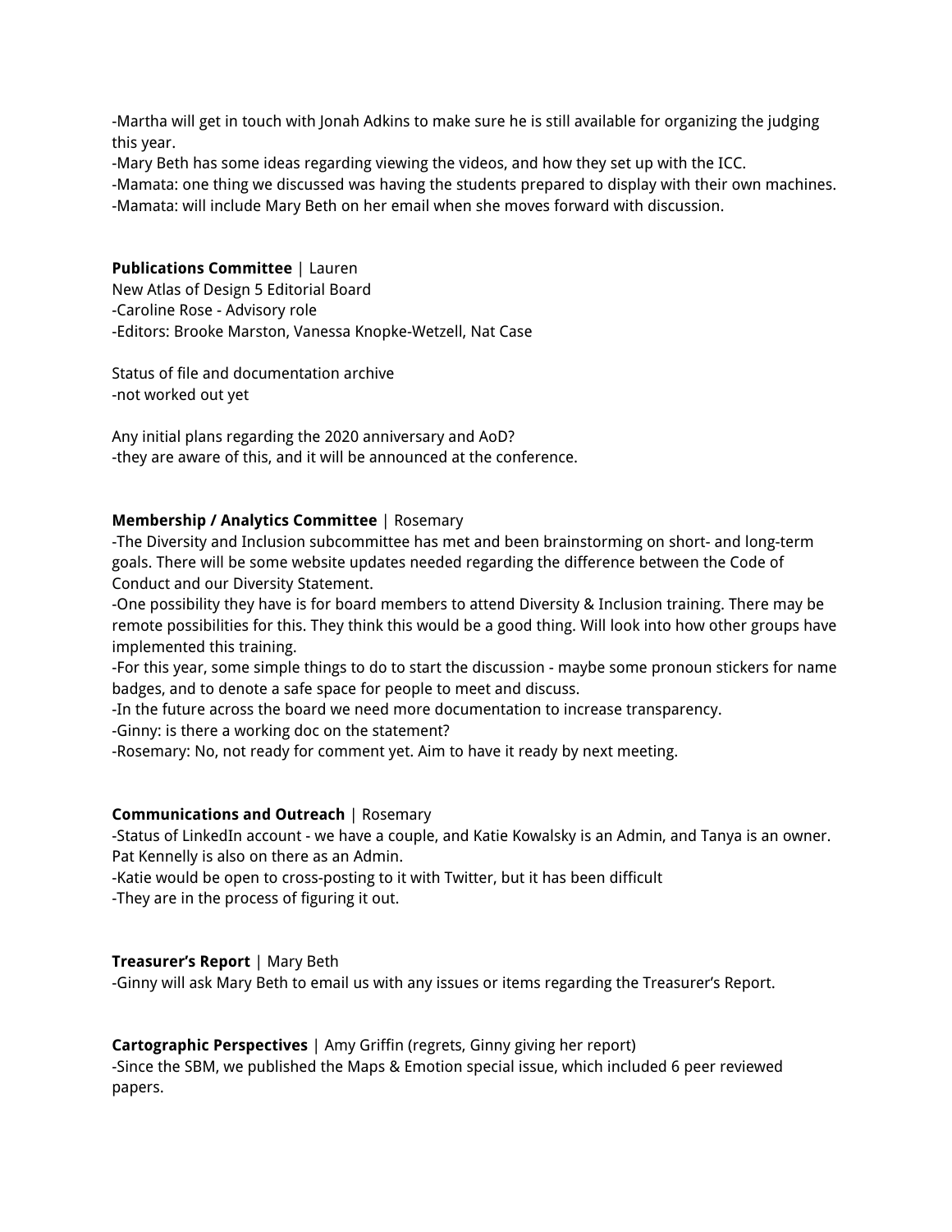-Martha will get in touch with Jonah Adkins to make sure he is still available for organizing the judging this year.
-Mary Beth has some ideas regarding viewing the videos, and how they set up with the ICC.
-Mamata: one thing we discussed was having the students prepared to display with their own machines.
-Mamata: will include Mary Beth on her email when she moves forward with discussion.

**Publications Committee** | Lauren
New Atlas of Design 5 Editorial Board
-Caroline Rose - Advisory role
-Editors: Brooke Marston, Vanessa Knopke-Wetzell, Nat Case

Status of file and documentation archive
-not worked out yet

Any initial plans regarding the 2020 anniversary and AoD?
-they are aware of this, and it will be announced at the conference.

**Membership / Analytics Committee** | Rosemary
-The Diversity and Inclusion subcommittee has met and been brainstorming on short- and long-term goals. There will be some website updates needed regarding the difference between the Code of Conduct and our Diversity Statement.
-One possibility they have is for board members to attend Diversity & Inclusion training. There may be remote possibilities for this. They think this would be a good thing. Will look into how other groups have implemented this training.
-For this year, some simple things to do to start the discussion - maybe some pronoun stickers for name badges, and to denote a safe space for people to meet and discuss.
-In the future across the board we need more documentation to increase transparency.
-Ginny: is there a working doc on the statement?
-Rosemary: No, not ready for comment yet. Aim to have it ready by next meeting.

**Communications and Outreach** | Rosemary
-Status of LinkedIn account - we have a couple, and Katie Kowalsky is an Admin, and Tanya is an owner. Pat Kennelly is also on there as an Admin.
-Katie would be open to cross-posting to it with Twitter, but it has been difficult
-They are in the process of figuring it out.

**Treasurer's Report** | Mary Beth
-Ginny will ask Mary Beth to email us with any issues or items regarding the Treasurer's Report.

**Cartographic Perspectives** | Amy Griffin (regrets, Ginny giving her report)
-Since the SBM, we published the Maps & Emotion special issue, which included 6 peer reviewed papers.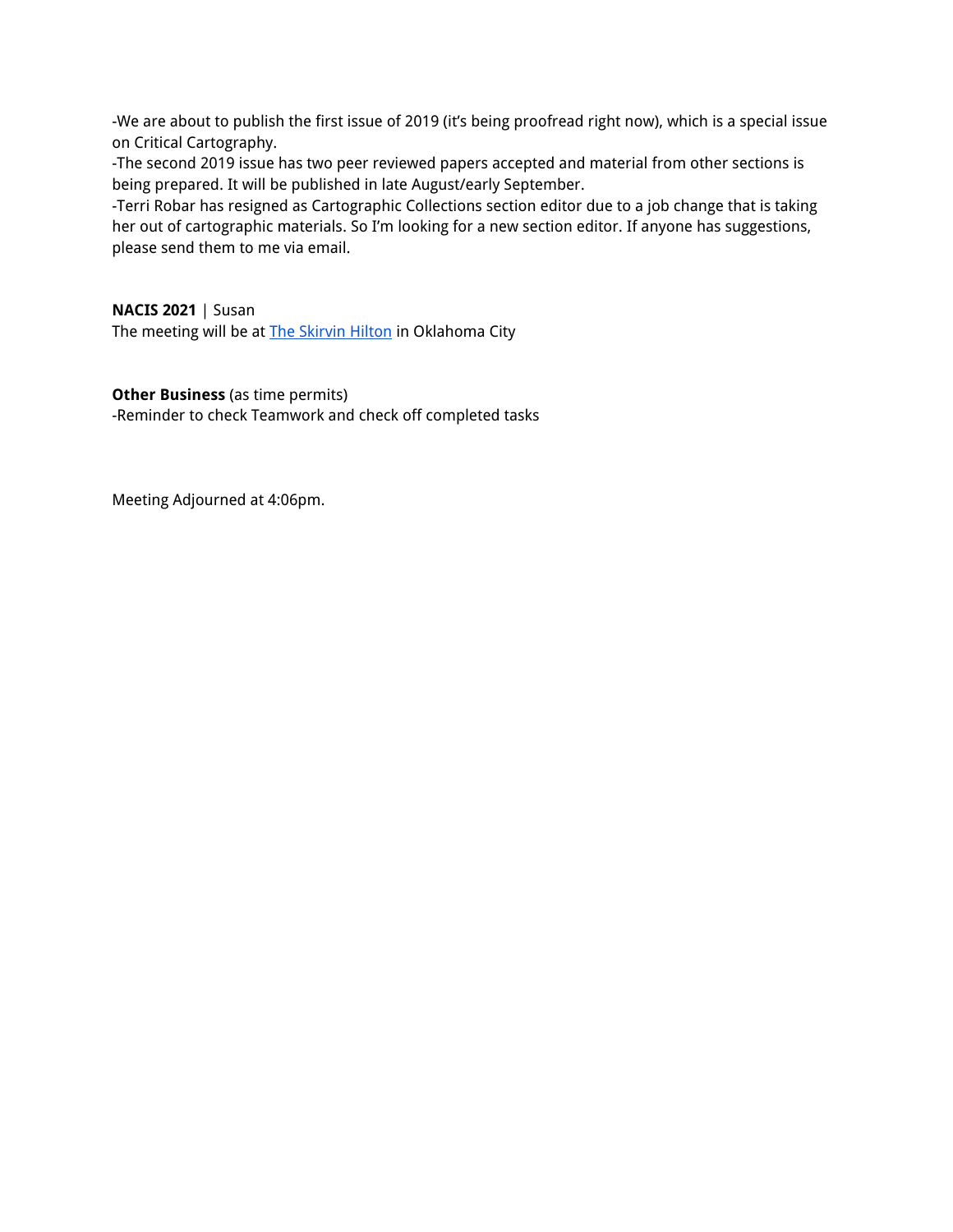-We are about to publish the first issue of 2019 (it's being proofread right now), which is a special issue on Critical Cartography.
-The second 2019 issue has two peer reviewed papers accepted and material from other sections is being prepared. It will be published in late August/early September.
-Terri Robar has resigned as Cartographic Collections section editor due to a job change that is taking her out of cartographic materials. So I'm looking for a new section editor. If anyone has suggestions, please send them to me via email.

**NACIS 2021** | Susan
The meeting will be at The Skirvin Hilton in Oklahoma City

**Other Business** (as time permits)
-Reminder to check Teamwork and check off completed tasks

Meeting Adjourned at 4:06pm.